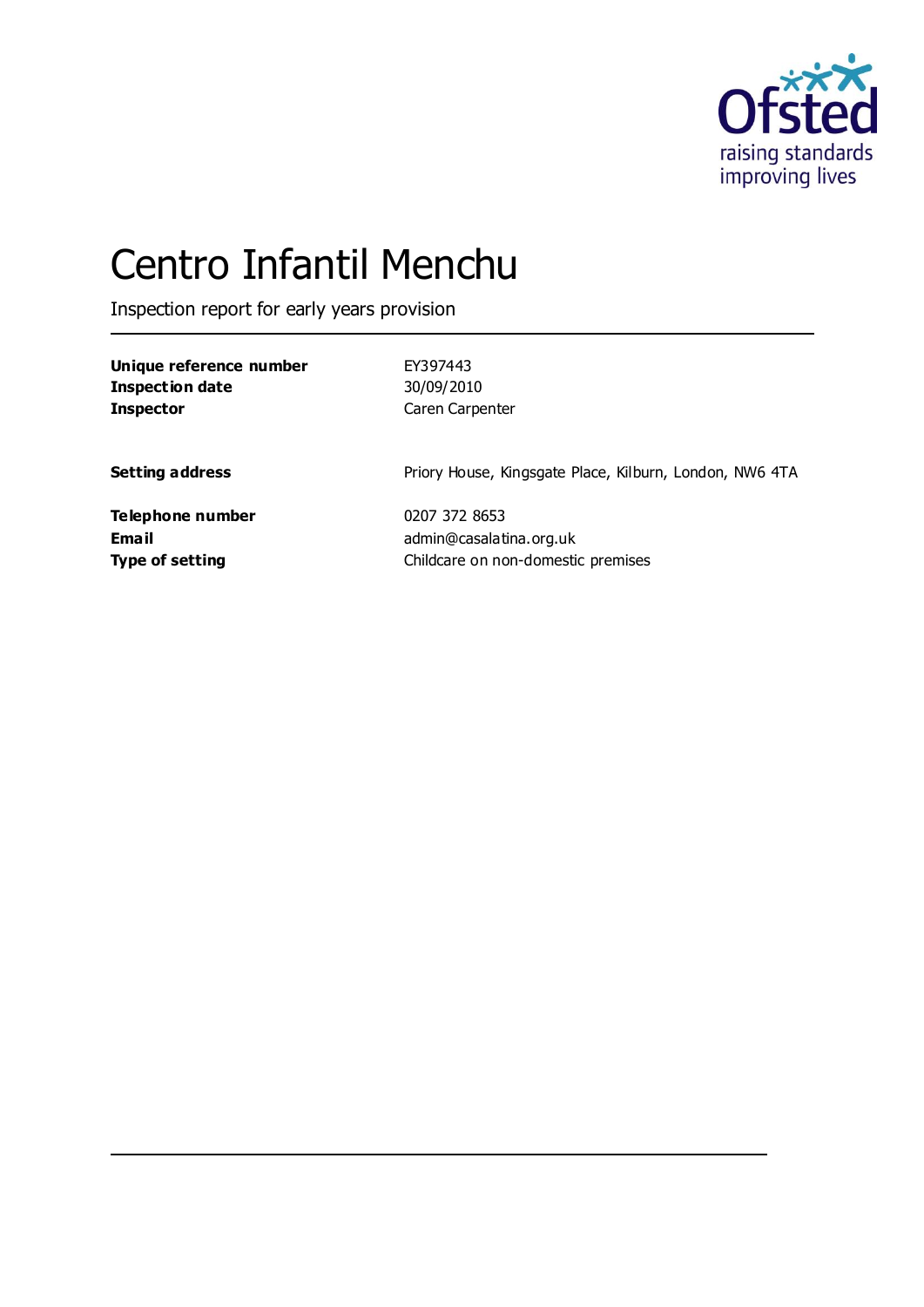# Centro Infantil Menchu

Inspection report for early years provision

| | |
|---|---|
| **Unique reference number** | EY397443 |
| **Inspection date** | 30/09/2010 |
| **Inspector** | Caren Carpenter |
| | |
| **Setting address** | Priory House, Kingsgate Place, Kilburn, London, NW6 4TA |
| | |
| **Telephone number** | 0207 372 8653 |
| **Email** | admin@casalatina.org.uk |
| **Type of setting** | Childcare on non-domestic premises |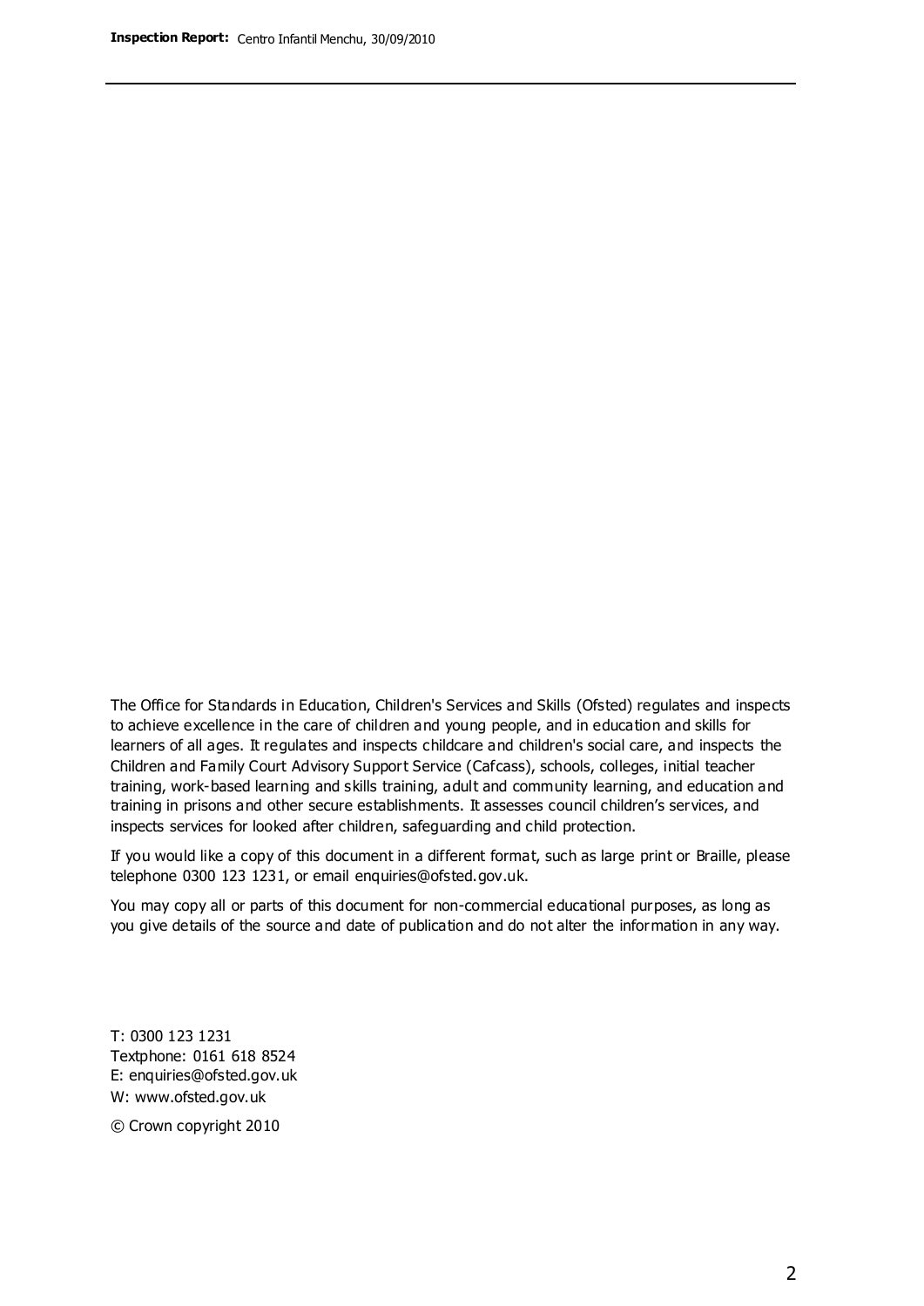The Office for Standards in Education, Children's Services and Skills (Ofsted) regulates and inspects to achieve excellence in the care of children and young people, and in education and skills for learners of all ages. It regulates and inspects childcare and children's social care, and inspects the Children and Family Court Advisory Support Service (Cafcass), schools, colleges, initial teacher training, work-based learning and skills training, adult and community learning, and education and training in prisons and other secure establishments. It assesses council children's services, and inspects services for looked after children, safeguarding and child protection.

If you would like a copy of this document in a different format, such as large print or Braille, please telephone 0300 123 1231, or email enquiries@ofsted.gov.uk.

You may copy all or parts of this document for non-commercial educational purposes, as long as you give details of the source and date of publication and do not alter the information in any way.

T: 0300 123 1231
Textphone: 0161 618 8524
E: enquiries@ofsted.gov.uk
W: www.ofsted.gov.uk

© Crown copyright 2010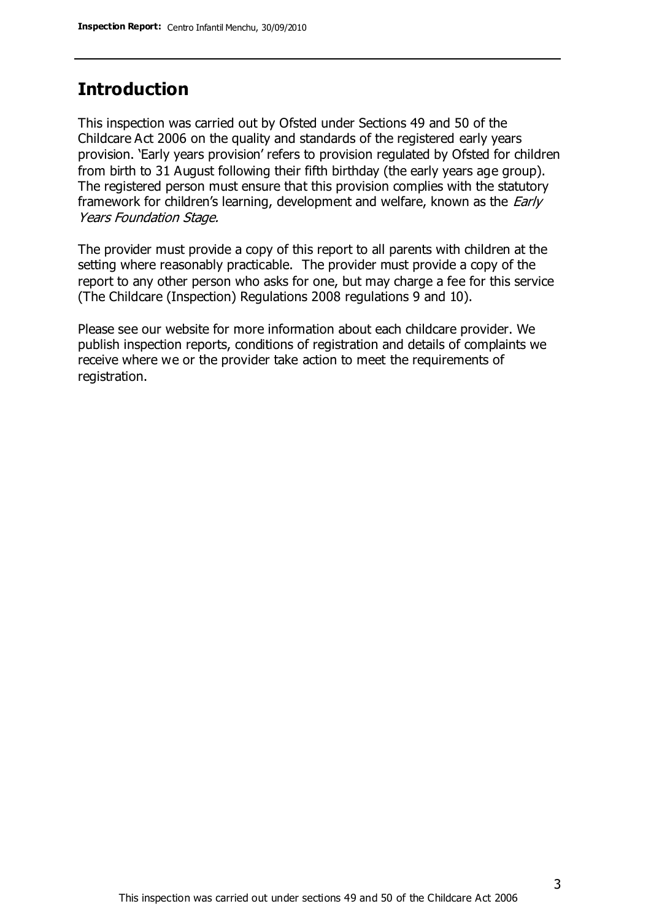## Introduction

This inspection was carried out by Ofsted under Sections 49 and 50 of the Childcare Act 2006 on the quality and standards of the registered early years provision. 'Early years provision' refers to provision regulated by Ofsted for children from birth to 31 August following their fifth birthday (the early years age group). The registered person must ensure that this provision complies with the statutory framework for children's learning, development and welfare, known as the *Early Years Foundation Stage.*

The provider must provide a copy of this report to all parents with children at the setting where reasonably practicable. The provider must provide a copy of the report to any other person who asks for one, but may charge a fee for this service (The Childcare (Inspection) Regulations 2008 regulations 9 and 10).

Please see our website for more information about each childcare provider. We publish inspection reports, conditions of registration and details of complaints we receive where we or the provider take action to meet the requirements of registration.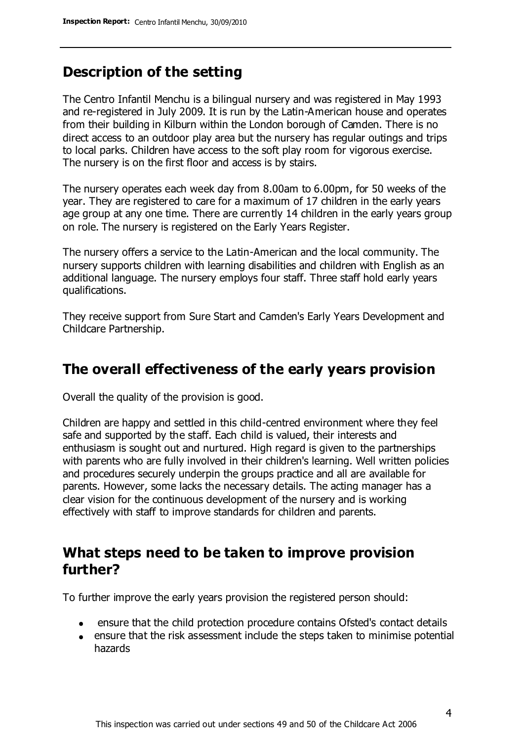## Description of the setting

The Centro Infantil Menchu is a bilingual nursery and was registered in May 1993 and re-registered in July 2009. It is run by the Latin-American house and operates from their building in Kilburn within the London borough of Camden. There is no direct access to an outdoor play area but the nursery has regular outings and trips to local parks. Children have access to the soft play room for vigorous exercise. The nursery is on the first floor and access is by stairs.

The nursery operates each week day from 8.00am to 6.00pm, for 50 weeks of the year. They are registered to care for a maximum of 17 children in the early years age group at any one time. There are currently 14 children in the early years group on role. The nursery is registered on the Early Years Register.

The nursery offers a service to the Latin-American and the local community. The nursery supports children with learning disabilities and children with English as an additional language. The nursery employs four staff. Three staff hold early years qualifications.

They receive support from Sure Start and Camden's Early Years Development and Childcare Partnership.

## The overall effectiveness of the early years provision

Overall the quality of the provision is good.

Children are happy and settled in this child-centred environment where they feel safe and supported by the staff. Each child is valued, their interests and enthusiasm is sought out and nurtured. High regard is given to the partnerships with parents who are fully involved in their children's learning. Well written policies and procedures securely underpin the groups practice and all are available for parents. However, some lacks the necessary details. The acting manager has a clear vision for the continuous development of the nursery and is working effectively with staff to improve standards for children and parents.

## What steps need to be taken to improve provision further?

To further improve the early years provision the registered person should:

- ensure that the child protection procedure contains Ofsted's contact details
- ensure that the risk assessment include the steps taken to minimise potential hazards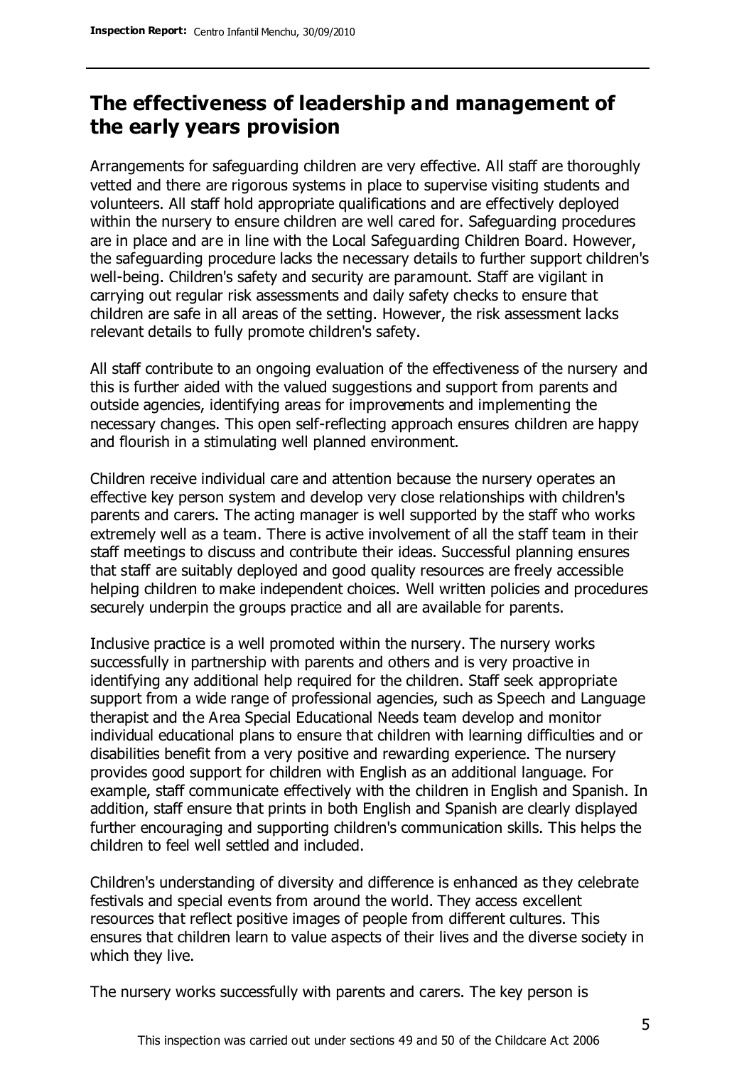## The effectiveness of leadership and management of the early years provision

Arrangements for safeguarding children are very effective. All staff are thoroughly vetted and there are rigorous systems in place to supervise visiting students and volunteers. All staff hold appropriate qualifications and are effectively deployed within the nursery to ensure children are well cared for. Safeguarding procedures are in place and are in line with the Local Safeguarding Children Board. However, the safeguarding procedure lacks the necessary details to further support children's well-being. Children's safety and security are paramount. Staff are vigilant in carrying out regular risk assessments and daily safety checks to ensure that children are safe in all areas of the setting. However, the risk assessment lacks relevant details to fully promote children's safety.

All staff contribute to an ongoing evaluation of the effectiveness of the nursery and this is further aided with the valued suggestions and support from parents and outside agencies, identifying areas for improvements and implementing the necessary changes. This open self-reflecting approach ensures children are happy and flourish in a stimulating well planned environment.

Children receive individual care and attention because the nursery operates an effective key person system and develop very close relationships with children's parents and carers. The acting manager is well supported by the staff who works extremely well as a team. There is active involvement of all the staff team in their staff meetings to discuss and contribute their ideas. Successful planning ensures that staff are suitably deployed and good quality resources are freely accessible helping children to make independent choices. Well written policies and procedures securely underpin the groups practice and all are available for parents.

Inclusive practice is a well promoted within the nursery. The nursery works successfully in partnership with parents and others and is very proactive in identifying any additional help required for the children. Staff seek appropriate support from a wide range of professional agencies, such as Speech and Language therapist and the Area Special Educational Needs team develop and monitor individual educational plans to ensure that children with learning difficulties and or disabilities benefit from a very positive and rewarding experience. The nursery provides good support for children with English as an additional language. For example, staff communicate effectively with the children in English and Spanish. In addition, staff ensure that prints in both English and Spanish are clearly displayed further encouraging and supporting children's communication skills. This helps the children to feel well settled and included.

Children's understanding of diversity and difference is enhanced as they celebrate festivals and special events from around the world. They access excellent resources that reflect positive images of people from different cultures. This ensures that children learn to value aspects of their lives and the diverse society in which they live.

The nursery works successfully with parents and carers. The key person is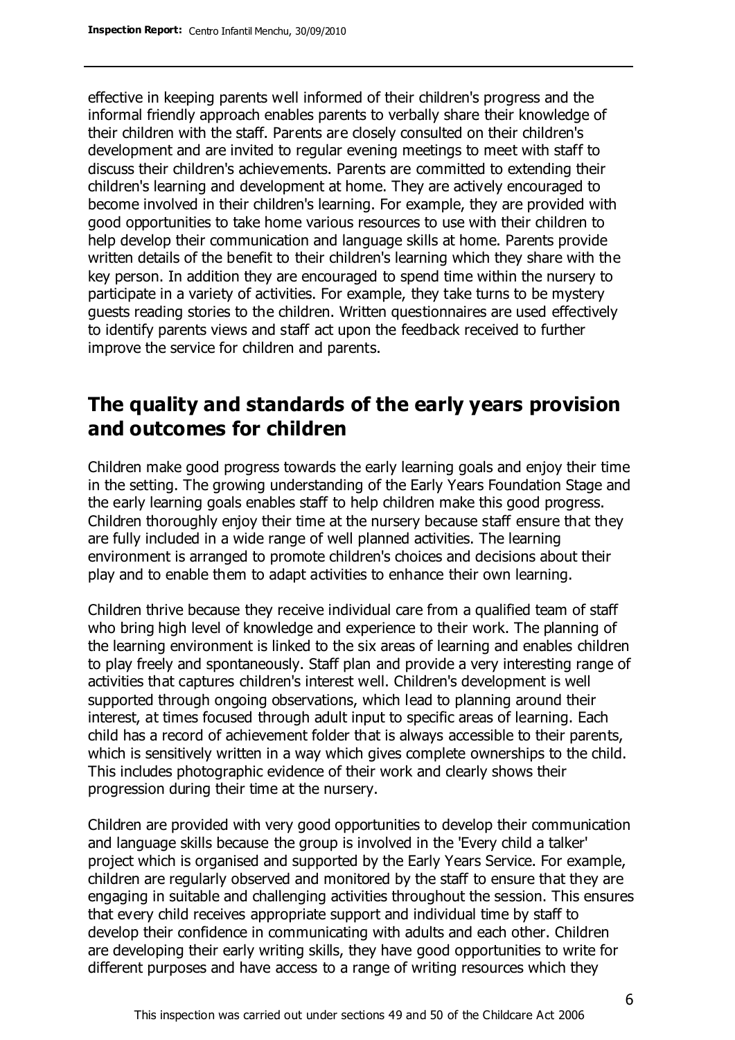effective in keeping parents well informed of their children's progress and the informal friendly approach enables parents to verbally share their knowledge of their children with the staff. Parents are closely consulted on their children's development and are invited to regular evening meetings to meet with staff to discuss their children's achievements. Parents are committed to extending their children's learning and development at home. They are actively encouraged to become involved in their children's learning. For example, they are provided with good opportunities to take home various resources to use with their children to help develop their communication and language skills at home. Parents provide written details of the benefit to their children's learning which they share with the key person. In addition they are encouraged to spend time within the nursery to participate in a variety of activities. For example, they take turns to be mystery guests reading stories to the children. Written questionnaires are used effectively to identify parents views and staff act upon the feedback received to further improve the service for children and parents.

## The quality and standards of the early years provision and outcomes for children

Children make good progress towards the early learning goals and enjoy their time in the setting. The growing understanding of the Early Years Foundation Stage and the early learning goals enables staff to help children make this good progress. Children thoroughly enjoy their time at the nursery because staff ensure that they are fully included in a wide range of well planned activities. The learning environment is arranged to promote children's choices and decisions about their play and to enable them to adapt activities to enhance their own learning.

Children thrive because they receive individual care from a qualified team of staff who bring high level of knowledge and experience to their work. The planning of the learning environment is linked to the six areas of learning and enables children to play freely and spontaneously. Staff plan and provide a very interesting range of activities that captures children's interest well. Children's development is well supported through ongoing observations, which lead to planning around their interest, at times focused through adult input to specific areas of learning. Each child has a record of achievement folder that is always accessible to their parents, which is sensitively written in a way which gives complete ownerships to the child. This includes photographic evidence of their work and clearly shows their progression during their time at the nursery.

Children are provided with very good opportunities to develop their communication and language skills because the group is involved in the 'Every child a talker' project which is organised and supported by the Early Years Service. For example, children are regularly observed and monitored by the staff to ensure that they are engaging in suitable and challenging activities throughout the session. This ensures that every child receives appropriate support and individual time by staff to develop their confidence in communicating with adults and each other. Children are developing their early writing skills, they have good opportunities to write for different purposes and have access to a range of writing resources which they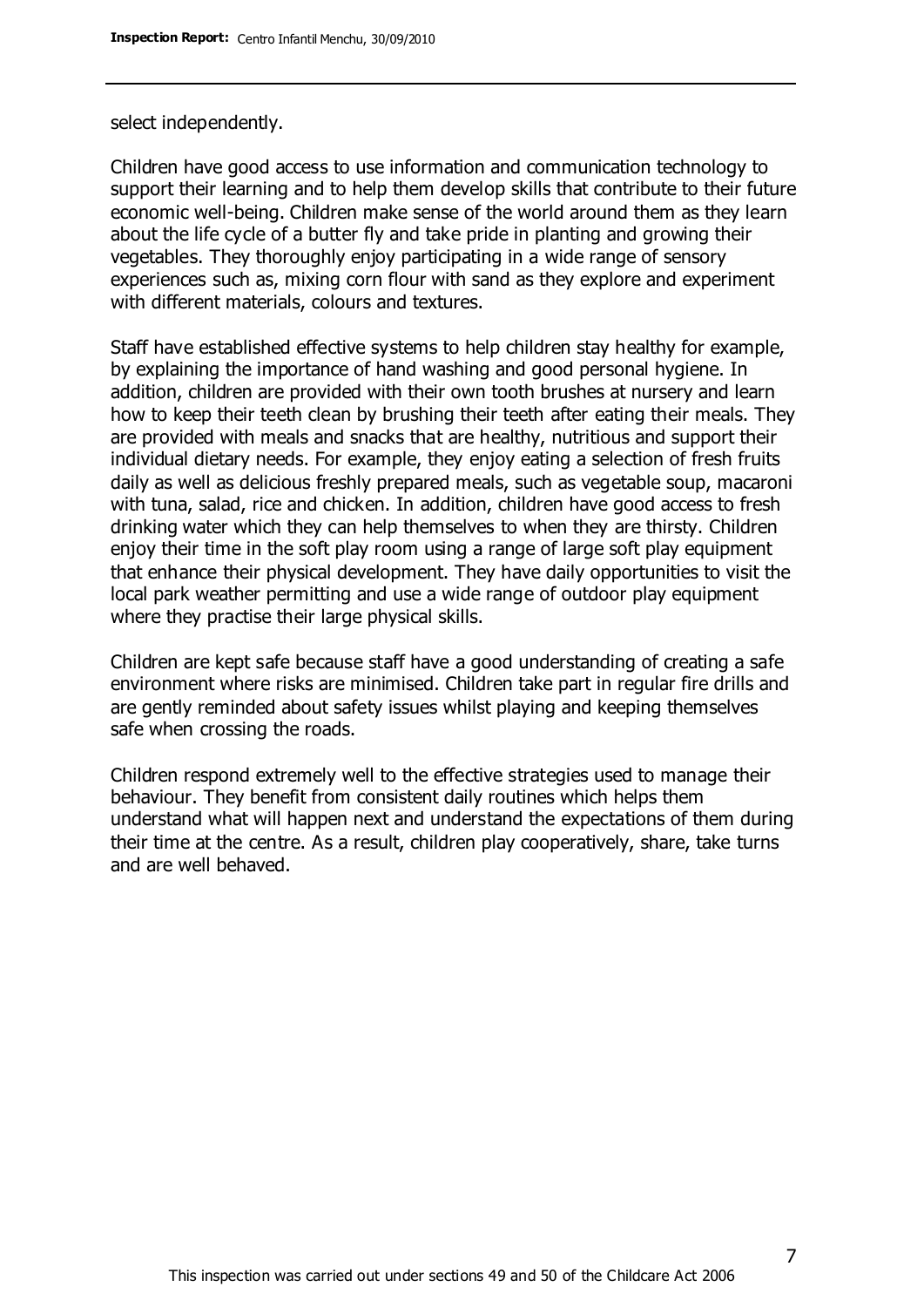select independently.

Children have good access to use information and communication technology to support their learning and to help them develop skills that contribute to their future economic well-being. Children make sense of the world around them as they learn about the life cycle of a butter fly and take pride in planting and growing their vegetables. They thoroughly enjoy participating in a wide range of sensory experiences such as, mixing corn flour with sand as they explore and experiment with different materials, colours and textures.

Staff have established effective systems to help children stay healthy for example, by explaining the importance of hand washing and good personal hygiene. In addition, children are provided with their own tooth brushes at nursery and learn how to keep their teeth clean by brushing their teeth after eating their meals. They are provided with meals and snacks that are healthy, nutritious and support their individual dietary needs. For example, they enjoy eating a selection of fresh fruits daily as well as delicious freshly prepared meals, such as vegetable soup, macaroni with tuna, salad, rice and chicken. In addition, children have good access to fresh drinking water which they can help themselves to when they are thirsty. Children enjoy their time in the soft play room using a range of large soft play equipment that enhance their physical development. They have daily opportunities to visit the local park weather permitting and use a wide range of outdoor play equipment where they practise their large physical skills.

Children are kept safe because staff have a good understanding of creating a safe environment where risks are minimised. Children take part in regular fire drills and are gently reminded about safety issues whilst playing and keeping themselves safe when crossing the roads.

Children respond extremely well to the effective strategies used to manage their behaviour. They benefit from consistent daily routines which helps them understand what will happen next and understand the expectations of them during their time at the centre. As a result, children play cooperatively, share, take turns and are well behaved.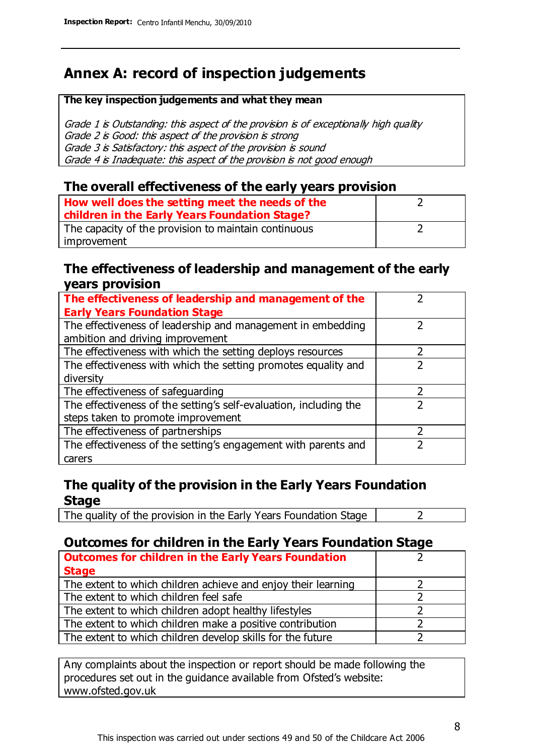# Annex A: record of inspection judgements

| The key inspection judgements and what they mean |
|---|
| *Grade 1 is Outstanding: this aspect of the provision is of exceptionally high quality*<br>*Grade 2 is Good: this aspect of the provision is strong*<br>*Grade 3 is Satisfactory: this aspect of the provision is sound*<br>*Grade 4 is Inadequate: this aspect of the provision is not good enough* |

## The overall effectiveness of the early years provision

| | |
|---|---|
| **How well does the setting meet the needs of the children in the Early Years Foundation Stage?** | 2 |
| The capacity of the provision to maintain continuous improvement | 2 |

## The effectiveness of leadership and management of the early years provision

| | |
|---|---|
| **The effectiveness of leadership and management of the Early Years Foundation Stage** | 2 |
| The effectiveness of leadership and management in embedding ambition and driving improvement | 2 |
| The effectiveness with which the setting deploys resources | 2 |
| The effectiveness with which the setting promotes equality and diversity | 2 |
| The effectiveness of safeguarding | 2 |
| The effectiveness of the setting's self-evaluation, including the steps taken to promote improvement | 2 |
| The effectiveness of partnerships | 2 |
| The effectiveness of the setting's engagement with parents and carers | 2 |

## The quality of the provision in the Early Years Foundation Stage

| | |
|---|---|
| The quality of the provision in the Early Years Foundation Stage | 2 |

## Outcomes for children in the Early Years Foundation Stage

| | |
|---|---|
| **Outcomes for children in the Early Years Foundation Stage** | 2 |
| The extent to which children achieve and enjoy their learning | 2 |
| The extent to which children feel safe | 2 |
| The extent to which children adopt healthy lifestyles | 2 |
| The extent to which children make a positive contribution | 2 |
| The extent to which children develop skills for the future | 2 |

Any complaints about the inspection or report should be made following the procedures set out in the guidance available from Ofsted's website: www.ofsted.gov.uk

This inspection was carried out under sections 49 and 50 of the Childcare Act 2006